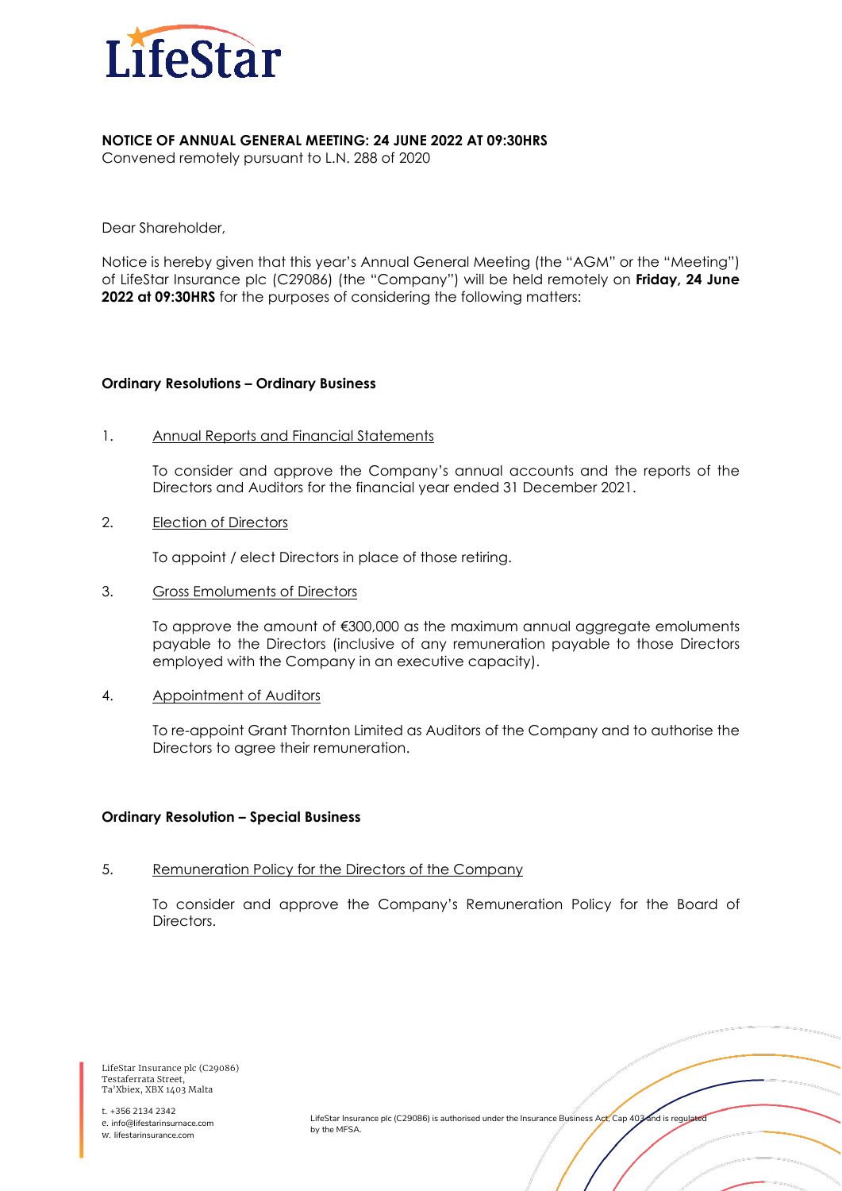**NOTICE OF ANNUAL GENERAL MEETING: 24 JUNE 2022 AT 09:30HRS**
Convened remotely pursuant to L.N. 288 of 2020

Dear Shareholder,

Notice is hereby given that this year's Annual General Meeting (the "AGM" or the "Meeting") of LifeStar Insurance plc (C29086) (the "Company") will be held remotely on **Friday, 24 June 2022 at 09:30HRS** for the purposes of considering the following matters:

**Ordinary Resolutions – Ordinary Business**

1. Annual Reports and Financial Statements

   To consider and approve the Company's annual accounts and the reports of the Directors and Auditors for the financial year ended 31 December 2021.

2. Election of Directors

   To appoint / elect Directors in place of those retiring.

3. Gross Emoluments of Directors

   To approve the amount of €300,000 as the maximum annual aggregate emoluments payable to the Directors (inclusive of any remuneration payable to those Directors employed with the Company in an executive capacity).

4. Appointment of Auditors

   To re-appoint Grant Thornton Limited as Auditors of the Company and to authorise the Directors to agree their remuneration.

**Ordinary Resolution – Special Business**

5. Remuneration Policy for the Directors of the Company

   To consider and approve the Company's Remuneration Policy for the Board of Directors.

LifeStar Insurance plc (C29086)
Testaferrata Street,
Ta'Xbiex, XBX 1403 Malta

t. +356 2134 2342
e. info@lifestarinsurnace.com
w. lifestarinsurance.com

LifeStar Insurance plc (C29086) is authorised under the Insurance Business Act, Cap 403 and is regulated by the MFSA.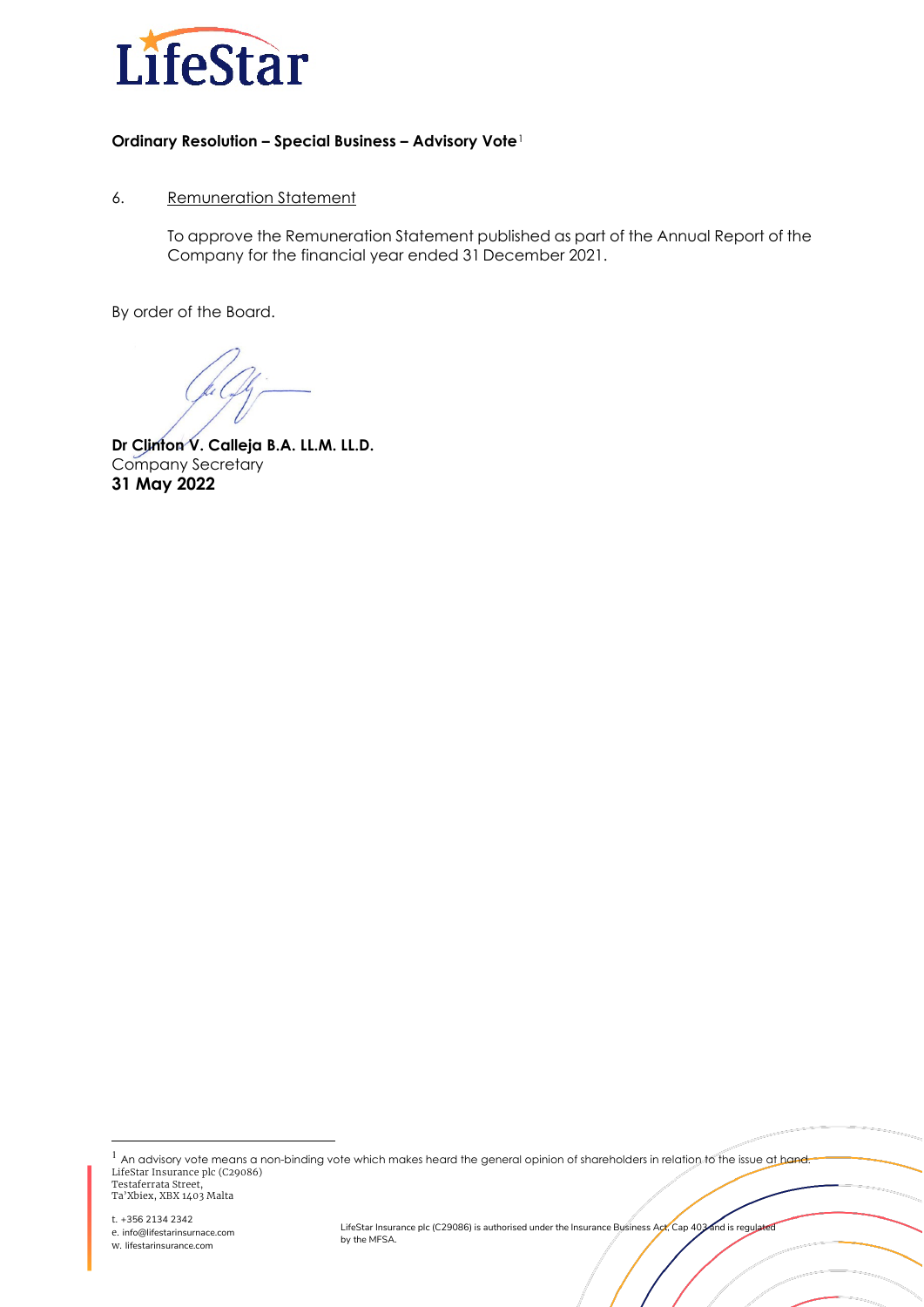**Ordinary Resolution – Special Business – Advisory Vote**[1]

6. Remuneration Statement

   To approve the Remuneration Statement published as part of the Annual Report of the Company for the financial year ended 31 December 2021.

By order of the Board.

**Dr Clinton V. Calleja B.A. LL.M. LL.D.**
Company Secretary
**31 May 2022**

[1] An advisory vote means a non-binding vote which makes heard the general opinion of shareholders in relation to the issue at hand.

LifeStar Insurance plc (C29086)
Testaferrata Street,
Ta'Xbiex, XBX 1403 Malta

t. +356 2134 2342
e. info@lifestarinsurnace.com
w. lifestarinsurance.com

LifeStar Insurance plc (C29086) is authorised under the Insurance Business Act, Cap 403 and is regulated by the MFSA.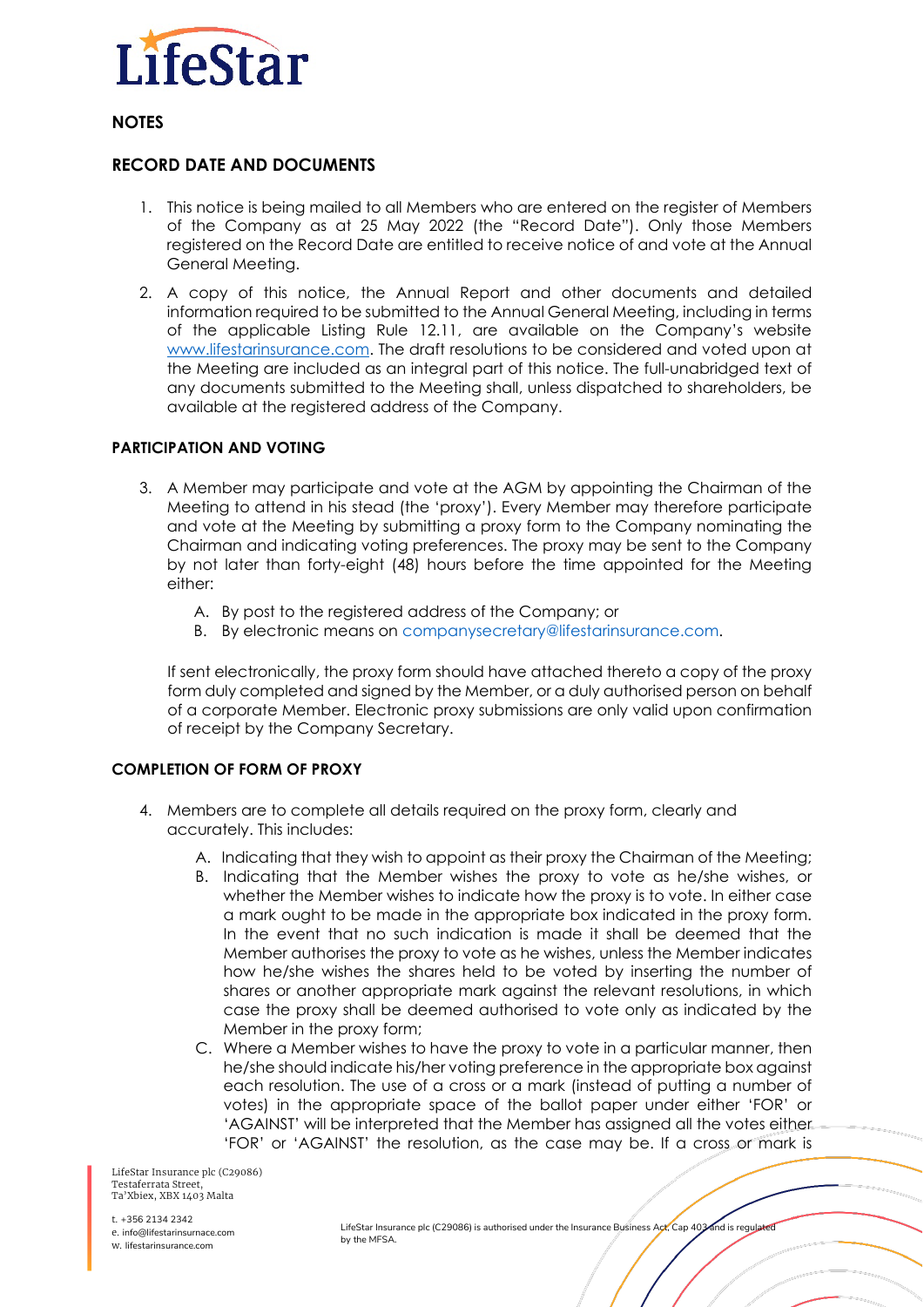## NOTES

### RECORD DATE AND DOCUMENTS

1. This notice is being mailed to all Members who are entered on the register of Members of the Company as at 25 May 2022 (the "Record Date"). Only those Members registered on the Record Date are entitled to receive notice of and vote at the Annual General Meeting.
2. A copy of this notice, the Annual Report and other documents and detailed information required to be submitted to the Annual General Meeting, including in terms of the applicable Listing Rule 12.11, are available on the Company's website www.lifestarinsurance.com. The draft resolutions to be considered and voted upon at the Meeting are included as an integral part of this notice. The full-unabridged text of any documents submitted to the Meeting shall, unless dispatched to shareholders, be available at the registered address of the Company.

### PARTICIPATION AND VOTING

3. A Member may participate and vote at the AGM by appointing the Chairman of the Meeting to attend in his stead (the 'proxy'). Every Member may therefore participate and vote at the Meeting by submitting a proxy form to the Company nominating the Chairman and indicating voting preferences. The proxy may be sent to the Company by not later than forty-eight (48) hours before the time appointed for the Meeting either:

   A. By post to the registered address of the Company; or
   B. By electronic means on companysecretary@lifestarinsurance.com.

   If sent electronically, the proxy form should have attached thereto a copy of the proxy form duly completed and signed by the Member, or a duly authorised person on behalf of a corporate Member. Electronic proxy submissions are only valid upon confirmation of receipt by the Company Secretary.

### COMPLETION OF FORM OF PROXY

4. Members are to complete all details required on the proxy form, clearly and accurately. This includes:

   A. Indicating that they wish to appoint as their proxy the Chairman of the Meeting;
   B. Indicating that the Member wishes the proxy to vote as he/she wishes, or whether the Member wishes to indicate how the proxy is to vote. In either case a mark ought to be made in the appropriate box indicated in the proxy form. In the event that no such indication is made it shall be deemed that the Member authorises the proxy to vote as he wishes, unless the Member indicates how he/she wishes the shares held to be voted by inserting the number of shares or another appropriate mark against the relevant resolutions, in which case the proxy shall be deemed authorised to vote only as indicated by the Member in the proxy form;
   C. Where a Member wishes to have the proxy to vote in a particular manner, then he/she should indicate his/her voting preference in the appropriate box against each resolution. The use of a cross or a mark (instead of putting a number of votes) in the appropriate space of the ballot paper under either 'FOR' or 'AGAINST' will be interpreted that the Member has assigned all the votes either 'FOR' or 'AGAINST' the resolution, as the case may be. If a cross or mark is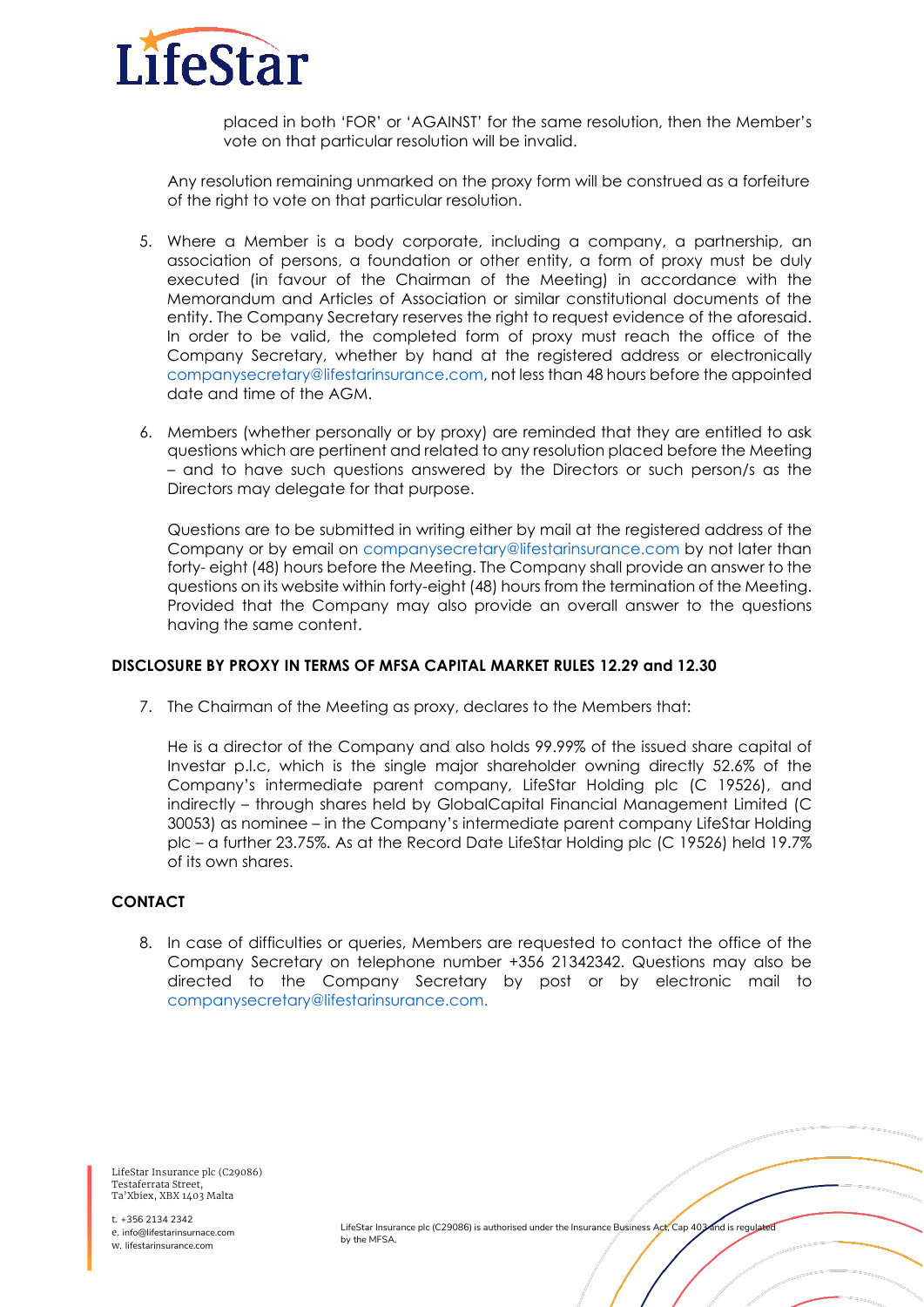placed in both 'FOR' or 'AGAINST' for the same resolution, then the Member's vote on that particular resolution will be invalid.

Any resolution remaining unmarked on the proxy form will be construed as a forfeiture of the right to vote on that particular resolution.

5. Where a Member is a body corporate, including a company, a partnership, an association of persons, a foundation or other entity, a form of proxy must be duly executed (in favour of the Chairman of the Meeting) in accordance with the Memorandum and Articles of Association or similar constitutional documents of the entity. The Company Secretary reserves the right to request evidence of the aforesaid. In order to be valid, the completed form of proxy must reach the office of the Company Secretary, whether by hand at the registered address or electronically companysecretary@lifestarinsurance.com, not less than 48 hours before the appointed date and time of the AGM.

6. Members (whether personally or by proxy) are reminded that they are entitled to ask questions which are pertinent and related to any resolution placed before the Meeting – and to have such questions answered by the Directors or such person/s as the Directors may delegate for that purpose.

   Questions are to be submitted in writing either by mail at the registered address of the Company or by email on companysecretary@lifestarinsurance.com by not later than forty- eight (48) hours before the Meeting. The Company shall provide an answer to the questions on its website within forty-eight (48) hours from the termination of the Meeting. Provided that the Company may also provide an overall answer to the questions having the same content.

## DISCLOSURE BY PROXY IN TERMS OF MFSA CAPITAL MARKET RULES 12.29 and 12.30

7. The Chairman of the Meeting as proxy, declares to the Members that:

   He is a director of the Company and also holds 99.99% of the issued share capital of Investar p.l.c, which is the single major shareholder owning directly 52.6% of the Company's intermediate parent company, LifeStar Holding plc (C 19526), and indirectly – through shares held by GlobalCapital Financial Management Limited (C 30053) as nominee – in the Company's intermediate parent company LifeStar Holding plc – a further 23.75%. As at the Record Date LifeStar Holding plc (C 19526) held 19.7% of its own shares.

## CONTACT

8. In case of difficulties or queries, Members are requested to contact the office of the Company Secretary on telephone number +356 21342342. Questions may also be directed to the Company Secretary by post or by electronic mail to companysecretary@lifestarinsurance.com.